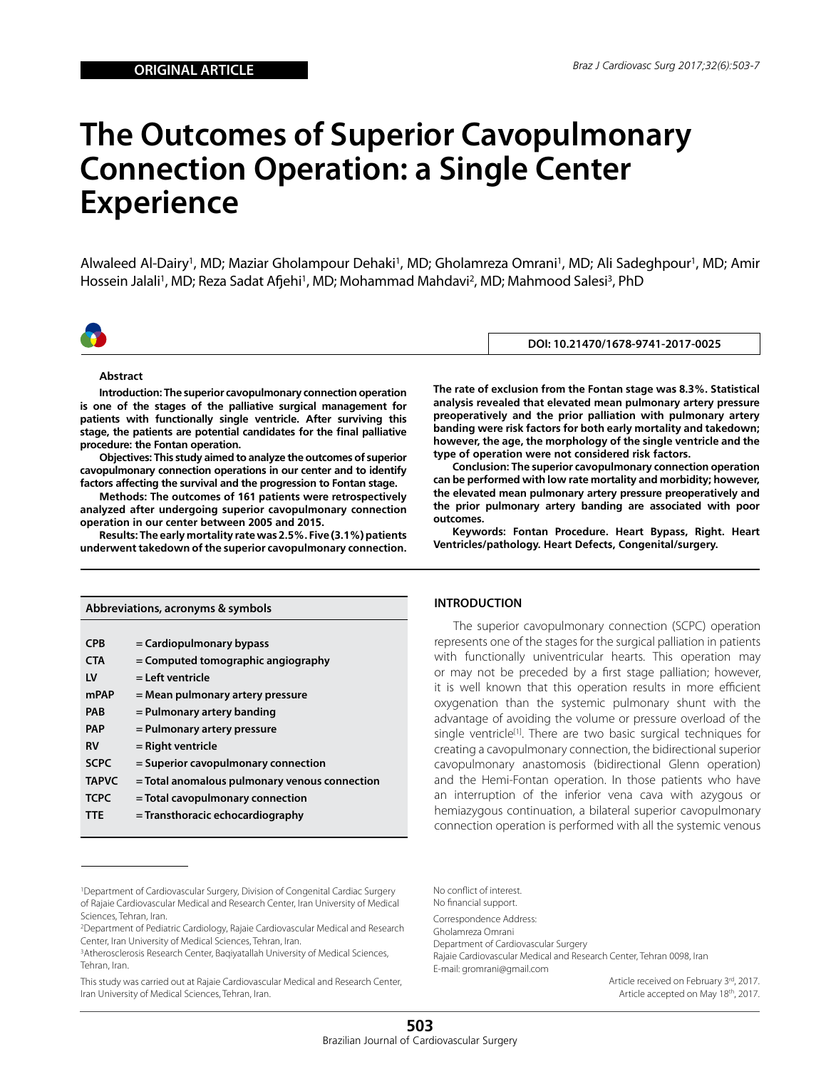ORIGINAL ARTICLE

# The Outcomes of Superior Cavopulmonary Connection Operation: a Single Center Experience

Alwaleed Al-Dairy[1], MD; Maziar Gholampour Dehaki[1], MD; Gholamreza Omrani[1], MD; Ali Sadeghpour[1], MD; Amir Hossein Jalali[1], MD; Reza Sadat Afjehi[1], MD; Mohammad Mahdavi[2], MD; Mahmood Salesi[3], PhD

DOI: 10.21470/1678-9741-2017-0025

### Abstract

**Introduction: The superior cavopulmonary connection operation is one of the stages of the palliative surgical management for patients with functionally single ventricle. After surviving this stage, the patients are potential candidates for the final palliative procedure: the Fontan operation.**

**Objectives: This study aimed to analyze the outcomes of superior cavopulmonary connection operations in our center and to identify factors affecting the survival and the progression to Fontan stage.**

**Methods: The outcomes of 161 patients were retrospectively analyzed after undergoing superior cavopulmonary connection operation in our center between 2005 and 2015.**

**Results: The early mortality rate was 2.5%. Five (3.1%) patients underwent takedown of the superior cavopulmonary connection. The rate of exclusion from the Fontan stage was 8.3%. Statistical analysis revealed that elevated mean pulmonary artery pressure preoperatively and the prior palliation with pulmonary artery banding were risk factors for both early mortality and takedown; however, the age, the morphology of the single ventricle and the type of operation were not considered risk factors.**

**Conclusion: The superior cavopulmonary connection operation can be performed with low rate mortality and morbidity; however, the elevated mean pulmonary artery pressure preoperatively and the prior pulmonary artery banding are associated with poor outcomes.**

**Keywords: Fontan Procedure. Heart Bypass, Right. Heart Ventricles/pathology. Heart Defects, Congenital/surgery.**

| Abbreviations, acronyms & symbols | |
|---|---|
| CPB | = Cardiopulmonary bypass |
| CTA | = Computed tomographic angiography |
| LV | = Left ventricle |
| mPAP | = Mean pulmonary artery pressure |
| PAB | = Pulmonary artery banding |
| PAP | = Pulmonary artery pressure |
| RV | = Right ventricle |
| SCPC | = Superior cavopulmonary connection |
| TAPVC | = Total anomalous pulmonary venous connection |
| TCPC | = Total cavopulmonary connection |
| TTE | = Transthoracic echocardiography |

## INTRODUCTION

The superior cavopulmonary connection (SCPC) operation represents one of the stages for the surgical palliation in patients with functionally univentricular hearts. This operation may or may not be preceded by a first stage palliation; however, it is well known that this operation results in more efficient oxygenation than the systemic pulmonary shunt with the advantage of avoiding the volume or pressure overload of the single ventricle[1]. There are two basic surgical techniques for creating a cavopulmonary connection, the bidirectional superior cavopulmonary anastomosis (bidirectional Glenn operation) and the Hemi-Fontan operation. In those patients who have an interruption of the inferior vena cava with azygous or hemiazygous continuation, a bilateral superior cavopulmonary connection operation is performed with all the systemic venous

[1]Department of Cardiovascular Surgery, Division of Congenital Cardiac Surgery of Rajaie Cardiovascular Medical and Research Center, Iran University of Medical Sciences, Tehran, Iran.
[2]Department of Pediatric Cardiology, Rajaie Cardiovascular Medical and Research Center, Iran University of Medical Sciences, Tehran, Iran.
[3]Atherosclerosis Research Center, Baqiyatallah University of Medical Sciences, Tehran, Iran.

This study was carried out at Rajaie Cardiovascular Medical and Research Center, Iran University of Medical Sciences, Tehran, Iran.

No conflict of interest.
No financial support.

Correspondence Address:
Gholamreza Omrani
Department of Cardiovascular Surgery
Rajaie Cardiovascular Medical and Research Center, Tehran 0098, Iran
E-mail: gromrani@gmail.com

Article received on February 3rd, 2017.
Article accepted on May 18th, 2017.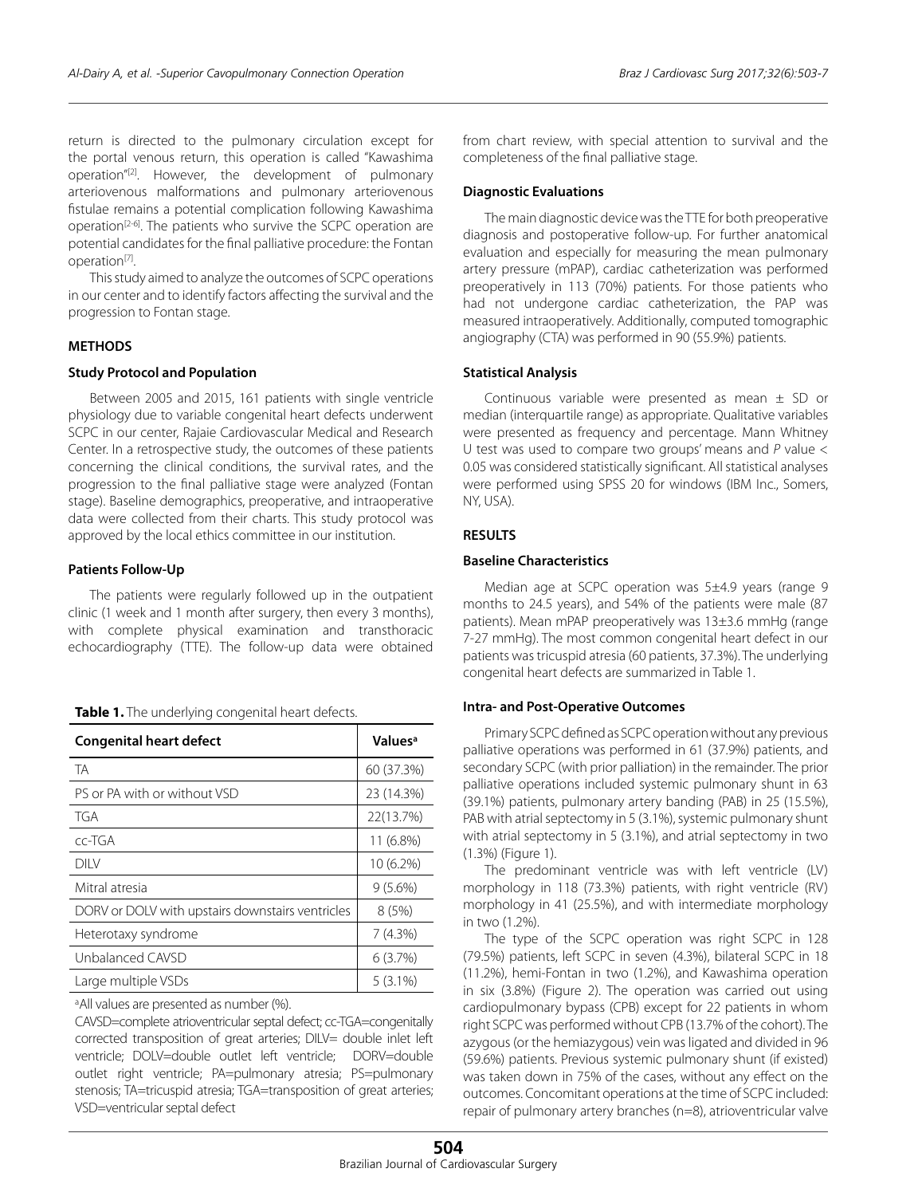return is directed to the pulmonary circulation except for the portal venous return, this operation is called "Kawashima operation"[2]. However, the development of pulmonary arteriovenous malformations and pulmonary arteriovenous fistulae remains a potential complication following Kawashima operation[2-6]. The patients who survive the SCPC operation are potential candidates for the final palliative procedure: the Fontan operation[7].

This study aimed to analyze the outcomes of SCPC operations in our center and to identify factors affecting the survival and the progression to Fontan stage.

## METHODS

### Study Protocol and Population

Between 2005 and 2015, 161 patients with single ventricle physiology due to variable congenital heart defects underwent SCPC in our center, Rajaie Cardiovascular Medical and Research Center. In a retrospective study, the outcomes of these patients concerning the clinical conditions, the survival rates, and the progression to the final palliative stage were analyzed (Fontan stage). Baseline demographics, preoperative, and intraoperative data were collected from their charts. This study protocol was approved by the local ethics committee in our institution.

### Patients Follow-Up

The patients were regularly followed up in the outpatient clinic (1 week and 1 month after surgery, then every 3 months), with complete physical examination and transthoracic echocardiography (TTE). The follow-up data were obtained from chart review, with special attention to survival and the completeness of the final palliative stage.

**Table 1.** The underlying congenital heart defects.

| Congenital heart defect | Values[a] |
|---|---|
| TA | 60 (37.3%) |
| PS or PA with or without VSD | 23 (14.3%) |
| TGA | 22(13.7%) |
| cc-TGA | 11 (6.8%) |
| DILV | 10 (6.2%) |
| Mitral atresia | 9 (5.6%) |
| DORV or DOLV with upstairs downstairs ventricles | 8 (5%) |
| Heterotaxy syndrome | 7 (4.3%) |
| Unbalanced CAVSD | 6 (3.7%) |
| Large multiple VSDs | 5 (3.1%) |

[a]All values are presented as number (%).

CAVSD=complete atrioventricular septal defect; cc-TGA=congenitally corrected transposition of great arteries; DILV= double inlet left ventricle; DOLV=double outlet left ventricle; DORV=double outlet right ventricle; PA=pulmonary atresia; PS=pulmonary stenosis; TA=tricuspid atresia; TGA=transposition of great arteries; VSD=ventricular septal defect

### Diagnostic Evaluations

The main diagnostic device was the TTE for both preoperative diagnosis and postoperative follow-up. For further anatomical evaluation and especially for measuring the mean pulmonary artery pressure (mPAP), cardiac catheterization was performed preoperatively in 113 (70%) patients. For those patients who had not undergone cardiac catheterization, the PAP was measured intraoperatively. Additionally, computed tomographic angiography (CTA) was performed in 90 (55.9%) patients.

### Statistical Analysis

Continuous variable were presented as mean ± SD or median (interquartile range) as appropriate. Qualitative variables were presented as frequency and percentage. Mann Whitney U test was used to compare two groups' means and *P* value < 0.05 was considered statistically significant. All statistical analyses were performed using SPSS 20 for windows (IBM Inc., Somers, NY, USA).

## RESULTS

### Baseline Characteristics

Median age at SCPC operation was 5±4.9 years (range 9 months to 24.5 years), and 54% of the patients were male (87 patients). Mean mPAP preoperatively was 13±3.6 mmHg (range 7-27 mmHg). The most common congenital heart defect in our patients was tricuspid atresia (60 patients, 37.3%). The underlying congenital heart defects are summarized in Table 1.

### Intra- and Post-Operative Outcomes

Primary SCPC defined as SCPC operation without any previous palliative operations was performed in 61 (37.9%) patients, and secondary SCPC (with prior palliation) in the remainder. The prior palliative operations included systemic pulmonary shunt in 63 (39.1%) patients, pulmonary artery banding (PAB) in 25 (15.5%), PAB with atrial septectomy in 5 (3.1%), systemic pulmonary shunt with atrial septectomy in 5 (3.1%), and atrial septectomy in two (1.3%) (Figure 1).

The predominant ventricle was with left ventricle (LV) morphology in 118 (73.3%) patients, with right ventricle (RV) morphology in 41 (25.5%), and with intermediate morphology in two (1.2%).

The type of the SCPC operation was right SCPC in 128 (79.5%) patients, left SCPC in seven (4.3%), bilateral SCPC in 18 (11.2%), hemi-Fontan in two (1.2%), and Kawashima operation in six (3.8%) (Figure 2). The operation was carried out using cardiopulmonary bypass (CPB) except for 22 patients in whom right SCPC was performed without CPB (13.7% of the cohort). The azygous (or the hemiazygous) vein was ligated and divided in 96 (59.6%) patients. Previous systemic pulmonary shunt (if existed) was taken down in 75% of the cases, without any effect on the outcomes. Concomitant operations at the time of SCPC included: repair of pulmonary artery branches (n=8), atrioventricular valve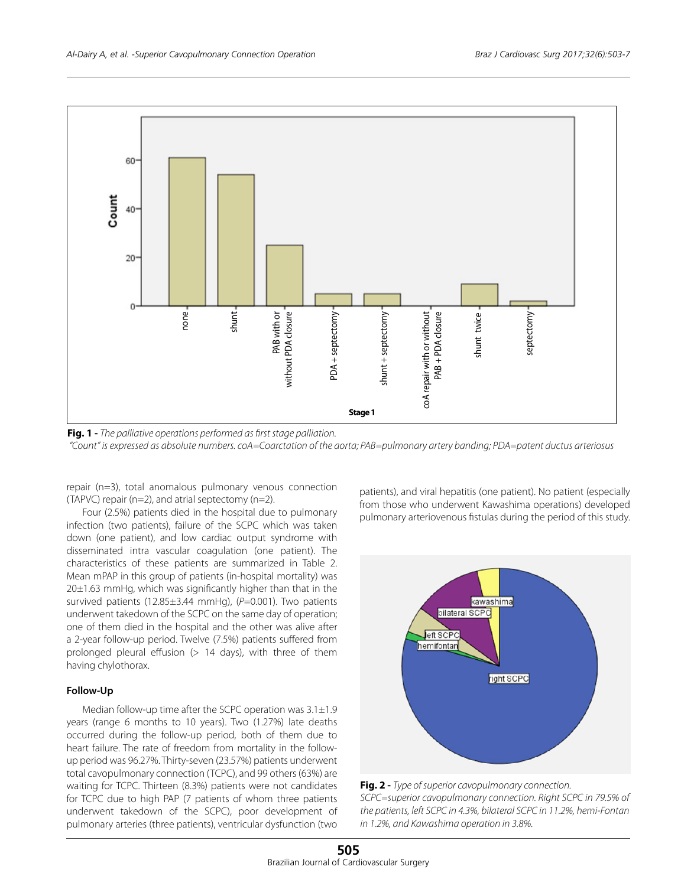**Fig. 1 -** *The palliative operations performed as first stage palliation.*
*"Count" is expressed as absolute numbers. coA=Coarctation of the aorta; PAB=pulmonary artery banding; PDA=patent ductus arteriosus*

repair (n=3), total anomalous pulmonary venous connection (TAPVC) repair (n=2), and atrial septectomy (n=2).

Four (2.5%) patients died in the hospital due to pulmonary infection (two patients), failure of the SCPC which was taken down (one patient), and low cardiac output syndrome with disseminated intra vascular coagulation (one patient). The characteristics of these patients are summarized in Table 2. Mean mPAP in this group of patients (in-hospital mortality) was 20±1.63 mmHg, which was significantly higher than that in the survived patients (12.85±3.44 mmHg), (*P*=0.001). Two patients underwent takedown of the SCPC on the same day of operation; one of them died in the hospital and the other was alive after a 2-year follow-up period. Twelve (7.5%) patients suffered from prolonged pleural effusion (> 14 days), with three of them having chylothorax.

### Follow-Up

Median follow-up time after the SCPC operation was 3.1±1.9 years (range 6 months to 10 years). Two (1.27%) late deaths occurred during the follow-up period, both of them due to heart failure. The rate of freedom from mortality in the follow-up period was 96.27%. Thirty-seven (23.57%) patients underwent total cavopulmonary connection (TCPC), and 99 others (63%) are waiting for TCPC. Thirteen (8.3%) patients were not candidates for TCPC due to high PAP (7 patients of whom three patients underwent takedown of the SCPC), poor development of pulmonary arteries (three patients), ventricular dysfunction (two patients), and viral hepatitis (one patient). No patient (especially from those who underwent Kawashima operations) developed pulmonary arteriovenous fistulas during the period of this study.

**Fig. 2 -** *Type of superior cavopulmonary connection.*
*SCPC=superior cavopulmonary connection. Right SCPC in 79.5% of the patients, left SCPC in 4.3%, bilateral SCPC in 11.2%, hemi-Fontan in 1.2%, and Kawashima operation in 3.8%.*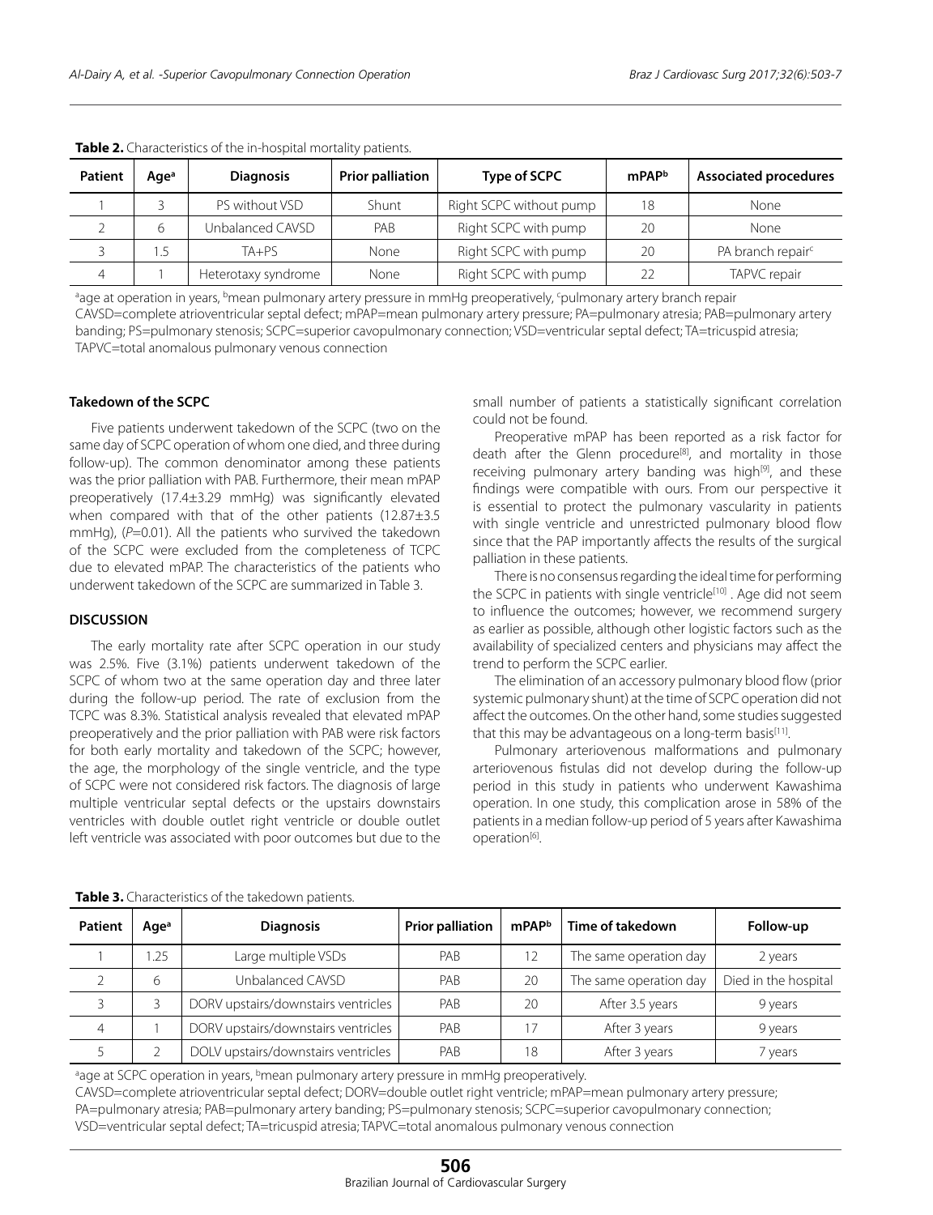**Table 2.** Characteristics of the in-hospital mortality patients.

| Patient | Age[a] | Diagnosis | Prior palliation | Type of SCPC | mPAP[b] | Associated procedures |
|---|---|---|---|---|---|---|
| 1 | 3 | PS without VSD | Shunt | Right SCPC without pump | 18 | None |
| 2 | 6 | Unbalanced CAVSD | PAB | Right SCPC with pump | 20 | None |
| 3 | 1.5 | TA+PS | None | Right SCPC with pump | 20 | PA branch repair[c] |
| 4 | 1 | Heterotaxy syndrome | None | Right SCPC with pump | 22 | TAPVC repair |

[a]age at operation in years, [b]mean pulmonary artery pressure in mmHg preoperatively, [c]pulmonary artery branch repair
CAVSD=complete atrioventricular septal defect; mPAP=mean pulmonary artery pressure; PA=pulmonary atresia; PAB=pulmonary artery banding; PS=pulmonary stenosis; SCPC=superior cavopulmonary connection; VSD=ventricular septal defect; TA=tricuspid atresia; TAPVC=total anomalous pulmonary venous connection

### Takedown of the SCPC

Five patients underwent takedown of the SCPC (two on the same day of SCPC operation of whom one died, and three during follow-up). The common denominator among these patients was the prior palliation with PAB. Furthermore, their mean mPAP preoperatively (17.4±3.29 mmHg) was significantly elevated when compared with that of the other patients (12.87±3.5 mmHg), ($P$=0.01). All the patients who survived the takedown of the SCPC were excluded from the completeness of TCPC due to elevated mPAP. The characteristics of the patients who underwent takedown of the SCPC are summarized in Table 3.

## DISCUSSION

The early mortality rate after SCPC operation in our study was 2.5%. Five (3.1%) patients underwent takedown of the SCPC of whom two at the same operation day and three later during the follow-up period. The rate of exclusion from the TCPC was 8.3%. Statistical analysis revealed that elevated mPAP preoperatively and the prior palliation with PAB were risk factors for both early mortality and takedown of the SCPC; however, the age, the morphology of the single ventricle, and the type of SCPC were not considered risk factors. The diagnosis of large multiple ventricular septal defects or the upstairs downstairs ventricles with double outlet right ventricle or double outlet left ventricle was associated with poor outcomes but due to the small number of patients a statistically significant correlation could not be found.

Preoperative mPAP has been reported as a risk factor for death after the Glenn procedure[8], and mortality in those receiving pulmonary artery banding was high[9], and these findings were compatible with ours. From our perspective it is essential to protect the pulmonary vascularity in patients with single ventricle and unrestricted pulmonary blood flow since that the PAP importantly affects the results of the surgical palliation in these patients.

There is no consensus regarding the ideal time for performing the SCPC in patients with single ventricle[10] . Age did not seem to influence the outcomes; however, we recommend surgery as earlier as possible, although other logistic factors such as the availability of specialized centers and physicians may affect the trend to perform the SCPC earlier.

The elimination of an accessory pulmonary blood flow (prior systemic pulmonary shunt) at the time of SCPC operation did not affect the outcomes. On the other hand, some studies suggested that this may be advantageous on a long-term basis[11].

Pulmonary arteriovenous malformations and pulmonary arteriovenous fistulas did not develop during the follow-up period in this study in patients who underwent Kawashima operation. In one study, this complication arose in 58% of the patients in a median follow-up period of 5 years after Kawashima operation[6].

**Table 3.** Characteristics of the takedown patients.

| Patient | Age[a] | Diagnosis | Prior palliation | mPAP[b] | Time of takedown | Follow-up |
|---|---|---|---|---|---|---|
| 1 | 1.25 | Large multiple VSDs | PAB | 12 | The same operation day | 2 years |
| 2 | 6 | Unbalanced CAVSD | PAB | 20 | The same operation day | Died in the hospital |
| 3 | 3 | DORV upstairs/downstairs ventricles | PAB | 20 | After 3.5 years | 9 years |
| 4 | 1 | DORV upstairs/downstairs ventricles | PAB | 17 | After 3 years | 9 years |
| 5 | 2 | DOLV upstairs/downstairs ventricles | PAB | 18 | After 3 years | 7 years |

[a]age at SCPC operation in years, [b]mean pulmonary artery pressure in mmHg preoperatively.
CAVSD=complete atrioventricular septal defect; DORV=double outlet right ventricle; mPAP=mean pulmonary artery pressure; PA=pulmonary atresia; PAB=pulmonary artery banding; PS=pulmonary stenosis; SCPC=superior cavopulmonary connection; VSD=ventricular septal defect; TA=tricuspid atresia; TAPVC=total anomalous pulmonary venous connection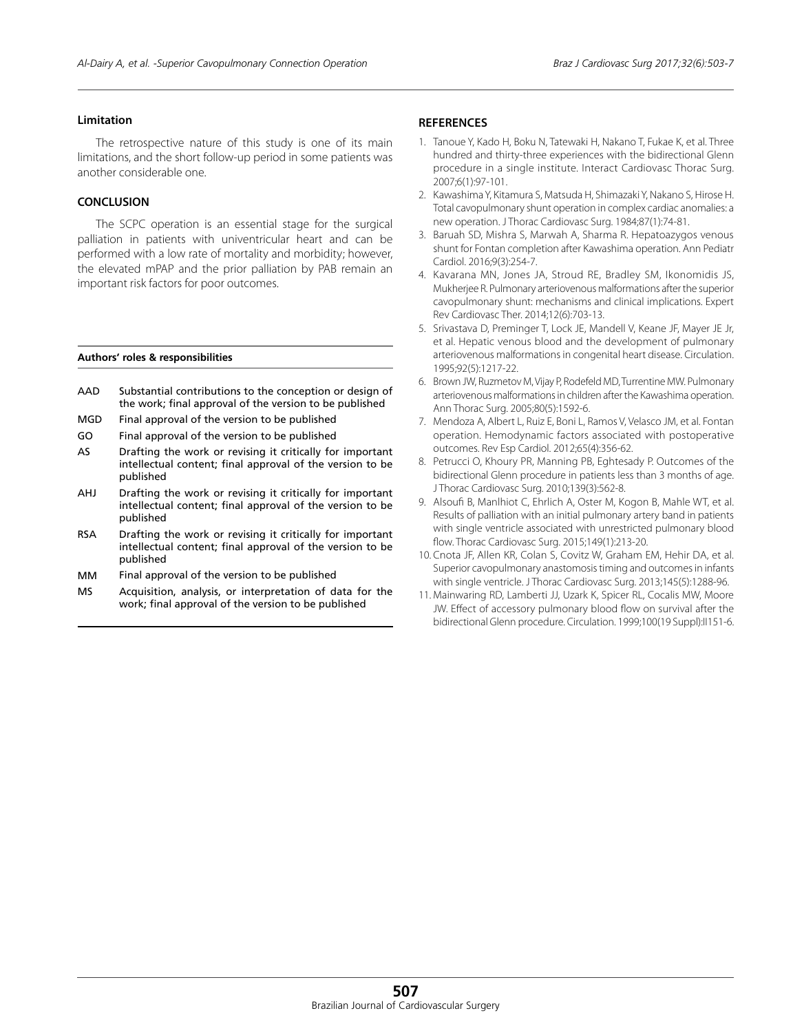### Limitation

The retrospective nature of this study is one of its main limitations, and the short follow-up period in some patients was another considerable one.

### CONCLUSION

The SCPC operation is an essential stage for the surgical palliation in patients with univentricular heart and can be performed with a low rate of mortality and morbidity; however, the elevated mPAP and the prior palliation by PAB remain an important risk factors for poor outcomes.

**Authors' roles & responsibilities**

| | |
|---|---|
| AAD | Substantial contributions to the conception or design of the work; final approval of the version to be published |
| MGD | Final approval of the version to be published |
| GO | Final approval of the version to be published |
| AS | Drafting the work or revising it critically for important intellectual content; final approval of the version to be published |
| AHJ | Drafting the work or revising it critically for important intellectual content; final approval of the version to be published |
| RSA | Drafting the work or revising it critically for important intellectual content; final approval of the version to be published |
| MM | Final approval of the version to be published |
| MS | Acquisition, analysis, or interpretation of data for the work; final approval of the version to be published |

### REFERENCES

1. Tanoue Y, Kado H, Boku N, Tatewaki H, Nakano T, Fukae K, et al. Three hundred and thirty-three experiences with the bidirectional Glenn procedure in a single institute. Interact Cardiovasc Thorac Surg. 2007;6(1):97-101.
2. Kawashima Y, Kitamura S, Matsuda H, Shimazaki Y, Nakano S, Hirose H. Total cavopulmonary shunt operation in complex cardiac anomalies: a new operation. J Thorac Cardiovasc Surg. 1984;87(1):74-81.
3. Baruah SD, Mishra S, Marwah A, Sharma R. Hepatoazygos venous shunt for Fontan completion after Kawashima operation. Ann Pediatr Cardiol. 2016;9(3):254-7.
4. Kavarana MN, Jones JA, Stroud RE, Bradley SM, Ikonomidis JS, Mukherjee R. Pulmonary arteriovenous malformations after the superior cavopulmonary shunt: mechanisms and clinical implications. Expert Rev Cardiovasc Ther. 2014;12(6):703-13.
5. Srivastava D, Preminger T, Lock JE, Mandell V, Keane JF, Mayer JE Jr, et al. Hepatic venous blood and the development of pulmonary arteriovenous malformations in congenital heart disease. Circulation. 1995;92(5):1217-22.
6. Brown JW, Ruzmetov M, Vijay P, Rodefeld MD, Turrentine MW. Pulmonary arteriovenous malformations in children after the Kawashima operation. Ann Thorac Surg. 2005;80(5):1592-6.
7. Mendoza A, Albert L, Ruiz E, Boni L, Ramos V, Velasco JM, et al. Fontan operation. Hemodynamic factors associated with postoperative outcomes. Rev Esp Cardiol. 2012;65(4):356-62.
8. Petrucci O, Khoury PR, Manning PB, Eghtesady P. Outcomes of the bidirectional Glenn procedure in patients less than 3 months of age. J Thorac Cardiovasc Surg. 2010;139(3):562-8.
9. Alsoufi B, Manlhiot C, Ehrlich A, Oster M, Kogon B, Mahle WT, et al. Results of palliation with an initial pulmonary artery band in patients with single ventricle associated with unrestricted pulmonary blood flow. Thorac Cardiovasc Surg. 2015;149(1):213-20.
10. Cnota JF, Allen KR, Colan S, Covitz W, Graham EM, Hehir DA, et al. Superior cavopulmonary anastomosis timing and outcomes in infants with single ventricle. J Thorac Cardiovasc Surg. 2013;145(5):1288-96.
11. Mainwaring RD, Lamberti JJ, Uzark K, Spicer RL, Cocalis MW, Moore JW. Effect of accessory pulmonary blood flow on survival after the bidirectional Glenn procedure. Circulation. 1999;100(19 Suppl):II151-6.